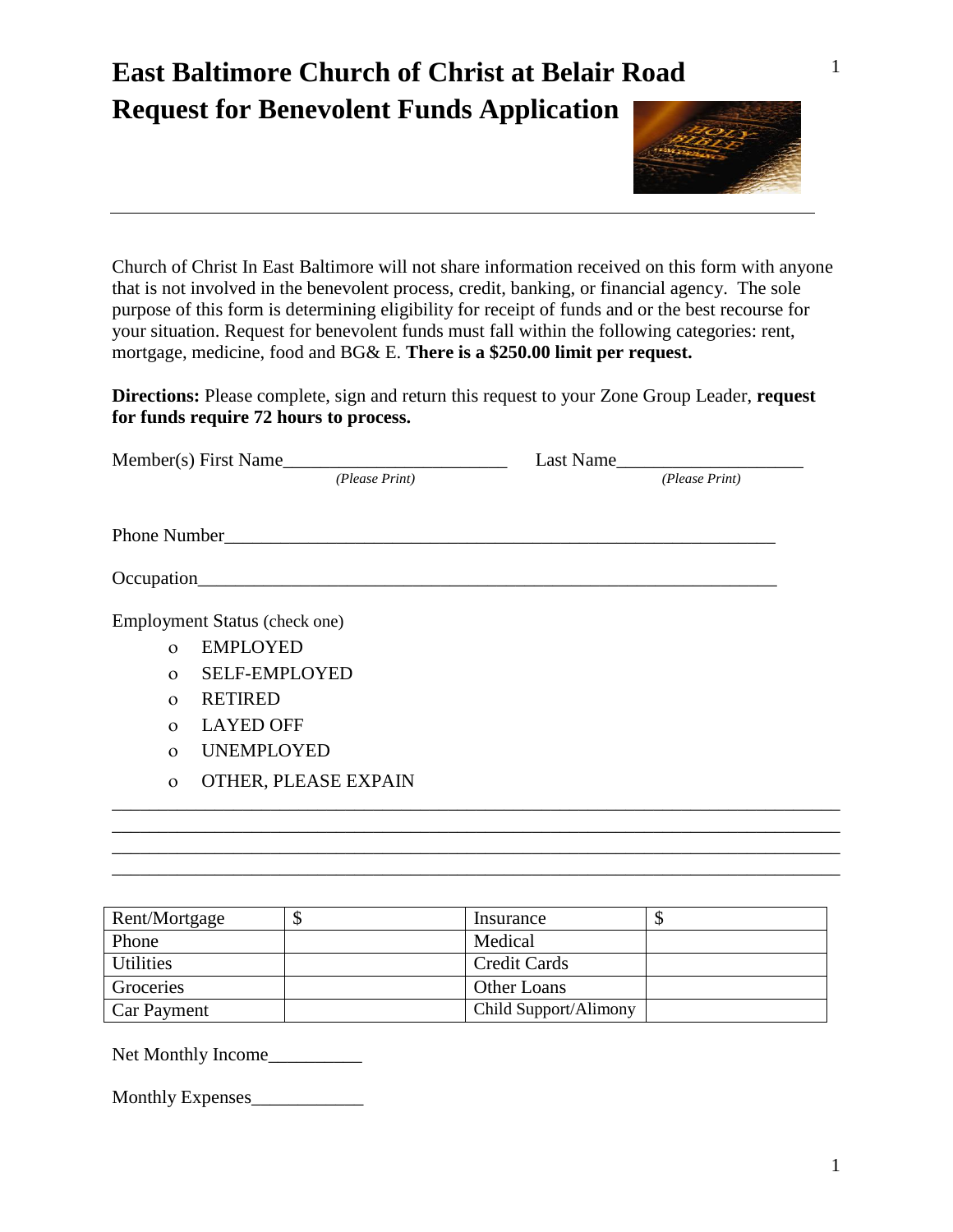# East Baltimore Church of Christ at Belair Road
# Request for Benevolent Funds Application

---

Church of Christ In East Baltimore will not share information received on this form with anyone that is not involved in the benevolent process, credit, banking, or financial agency. The sole purpose of this form is determining eligibility for receipt of funds and or the best recourse for your situation. Request for benevolent funds must fall within the following categories: rent, mortgage, medicine, food and BG& E. **There is a $250.00 limit per request.**

**Directions:** Please complete, sign and return this request to your Zone Group Leader, **request for funds require 72 hours to process.**

Member(s) First Name________________________ *(Please Print)* Last Name____________________ *(Please Print)*

Phone Number___________________________________________________________

Occupation_____________________________________________________________

Employment Status (check one)

- o EMPLOYED
- o SELF-EMPLOYED
- o RETIRED
- o LAYED OFF
- o UNEMPLOYED
- o OTHER, PLEASE EXPAIN

_______________________________________________________________________________
_______________________________________________________________________________
_______________________________________________________________________________
_______________________________________________________________________________

| Rent/Mortgage | $ | Insurance | $ |
|---|---|---|---|
| Phone | | Medical | |
| Utilities | | Credit Cards | |
| Groceries | | Other Loans | |
| Car Payment | | Child Support/Alimony | |

Net Monthly Income__________

Monthly Expenses____________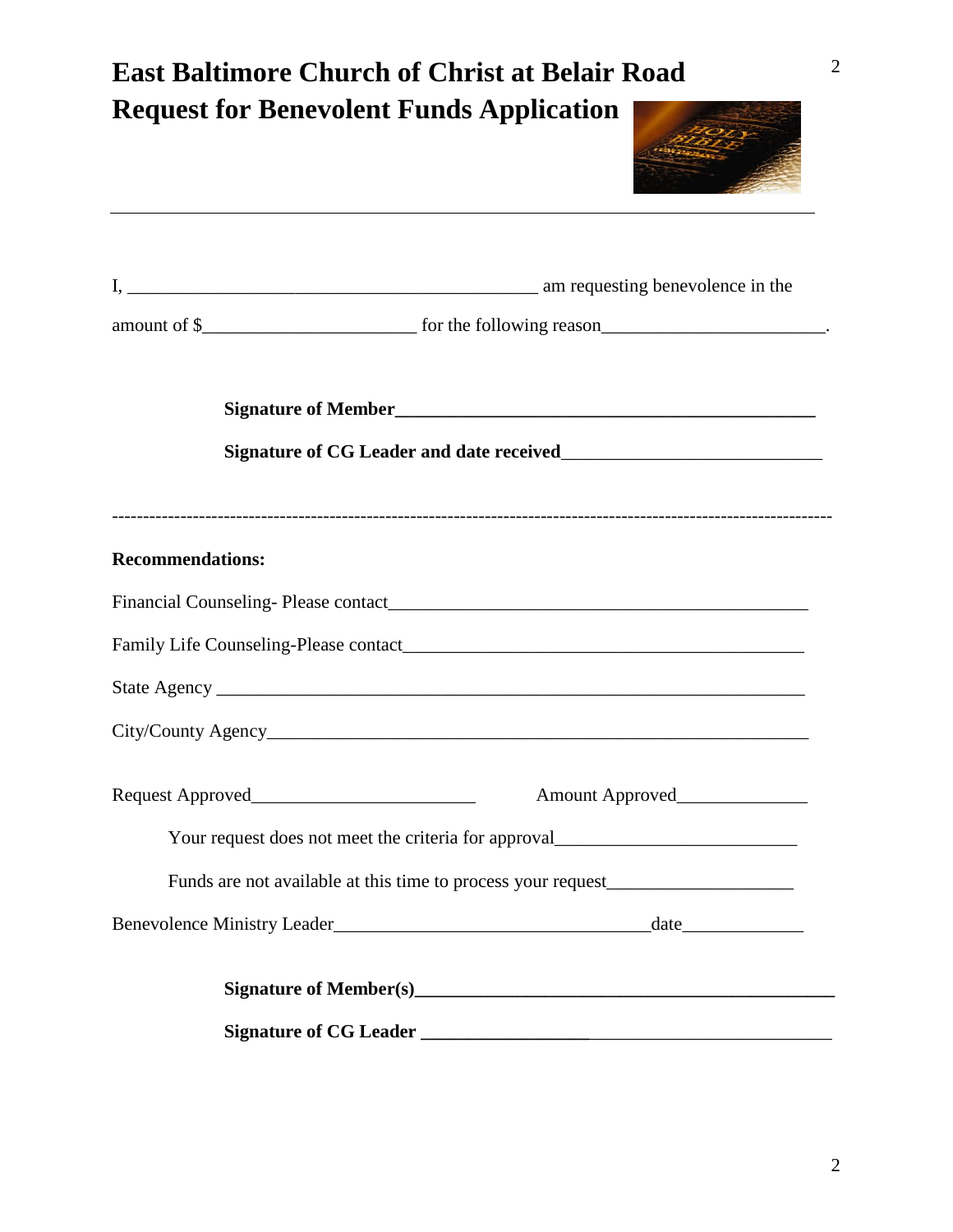# East Baltimore Church of Christ at Belair Road
# Request for Benevolent Funds Application

---

I, _____________________________________________ am requesting benevolence in the amount of $______________________ for the following reason________________________.

**Signature of Member**_____________________________________________

**Signature of CG Leader and date received**____________________________

---

**Recommendations:**

Financial Counseling- Please contact_____________________________________________

Family Life Counseling-Please contact___________________________________________

State Agency ______________________________________________________________

City/County Agency__________________________________________________________

Request Approved________________________ Amount Approved______________

Your request does not meet the criteria for approval__________________________

Funds are not available at this time to process your request___________________

Benevolence Ministry Leader__________________________________date_____________

**Signature of Member(s)**___________________________________________

**Signature of CG Leader** ___________________________________________